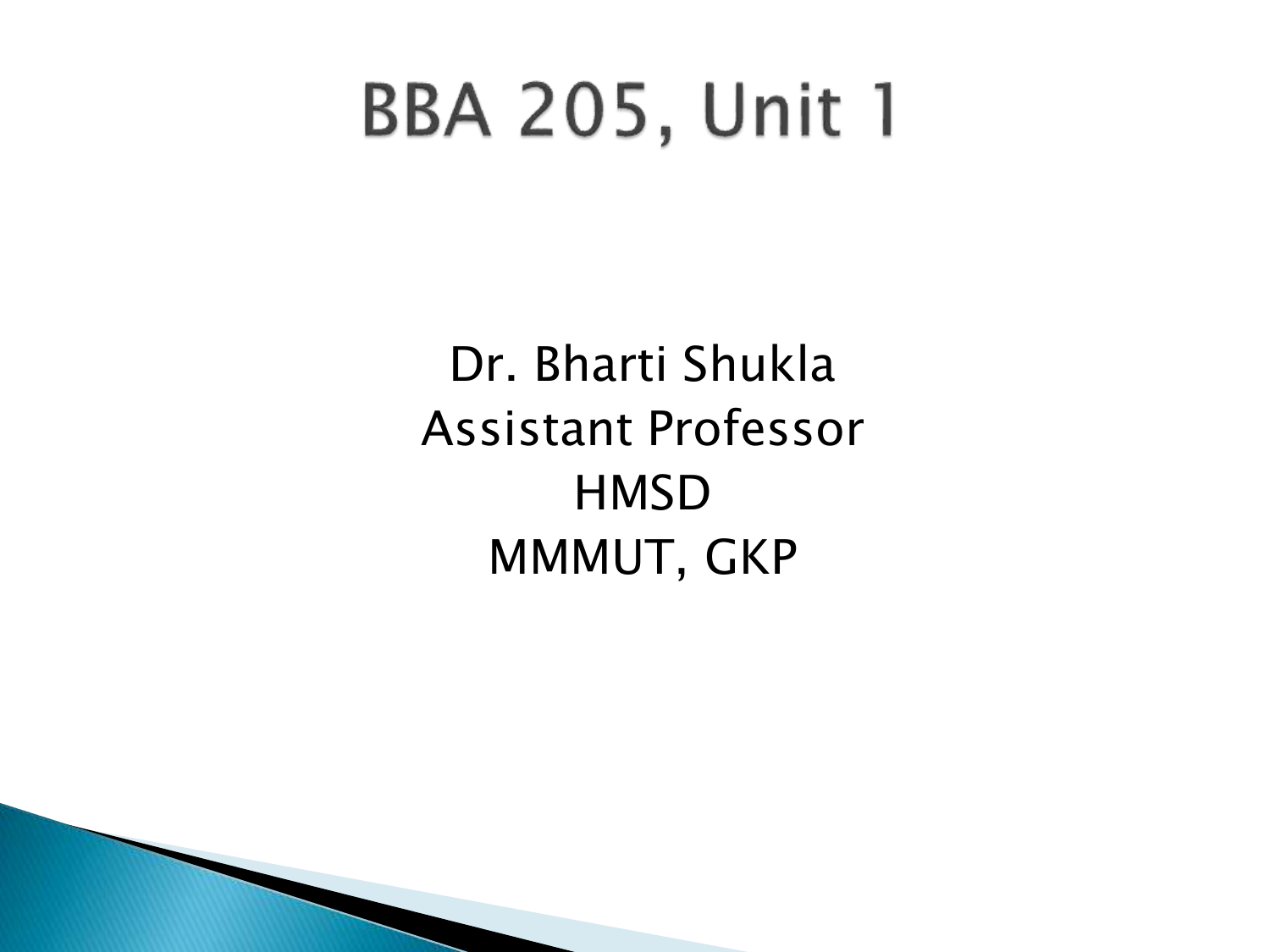# BBA 205, Unit 1

Dr. Bharti Shukla
Assistant Professor
HMSD
MMMUT, GKP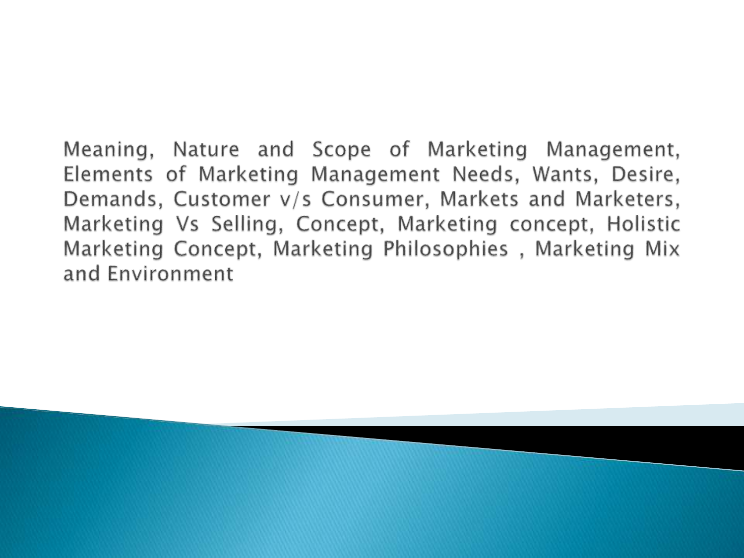Meaning, Nature and Scope of Marketing Management, Elements of Marketing Management Needs, Wants, Desire, Demands, Customer v/s Consumer, Markets and Marketers, Marketing Vs Selling, Concept, Marketing concept, Holistic Marketing Concept, Marketing Philosophies , Marketing Mix and Environment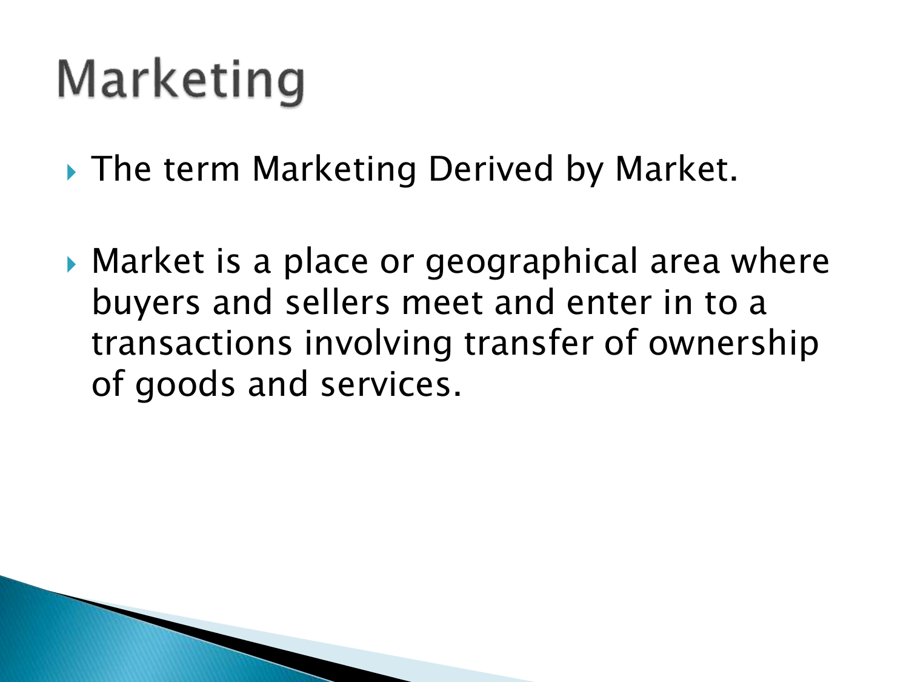# Marketing

- The term Marketing Derived by Market.
- Market is a place or geographical area where buyers and sellers meet and enter in to a transactions involving transfer of ownership of goods and services.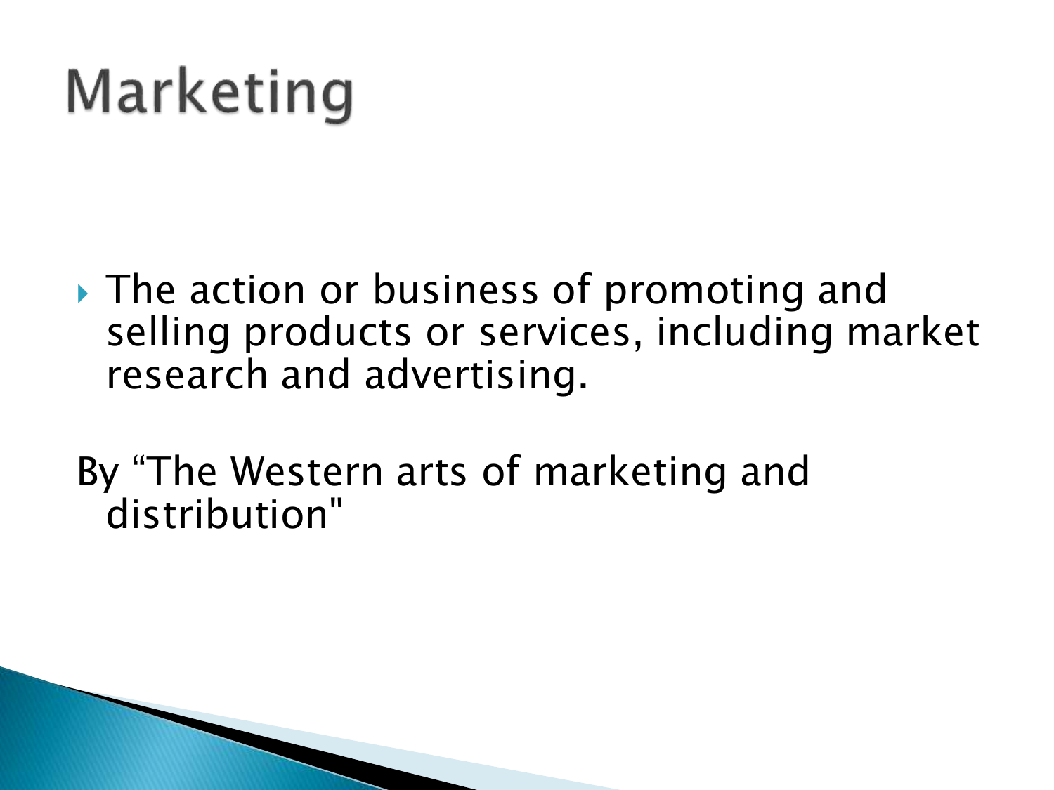# Marketing

- The action or business of promoting and selling products or services, including market research and advertising.

By “The Western arts of marketing and distribution"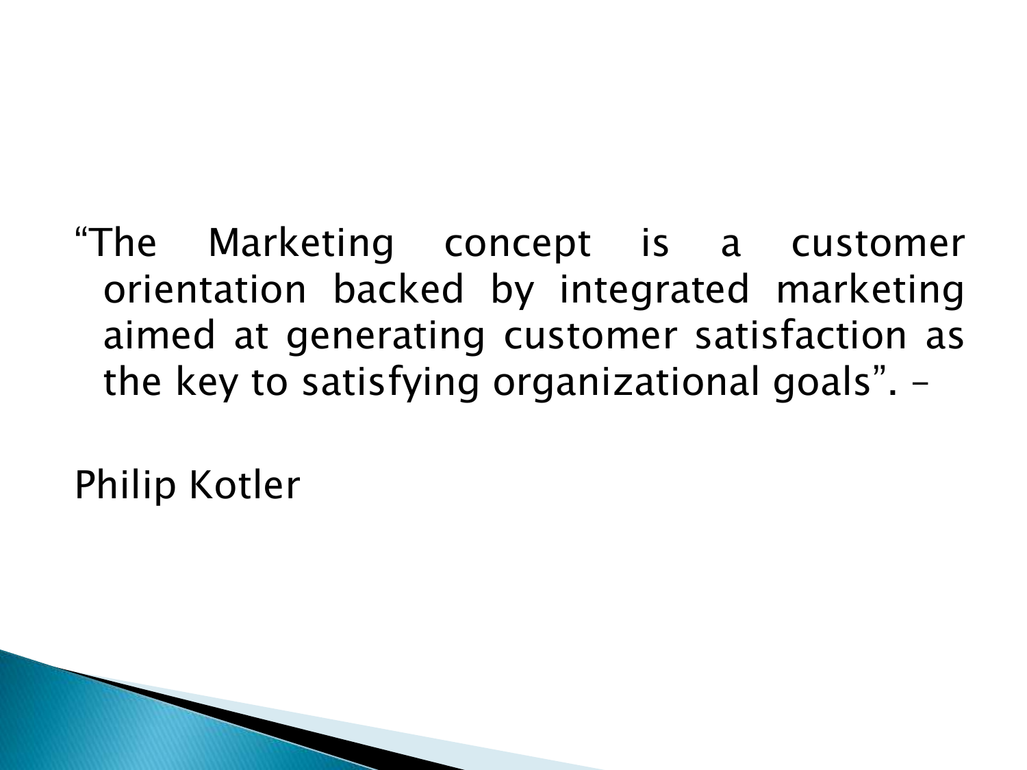"The Marketing concept is a customer orientation backed by integrated marketing aimed at generating customer satisfaction as the key to satisfying organizational goals". –

Philip Kotler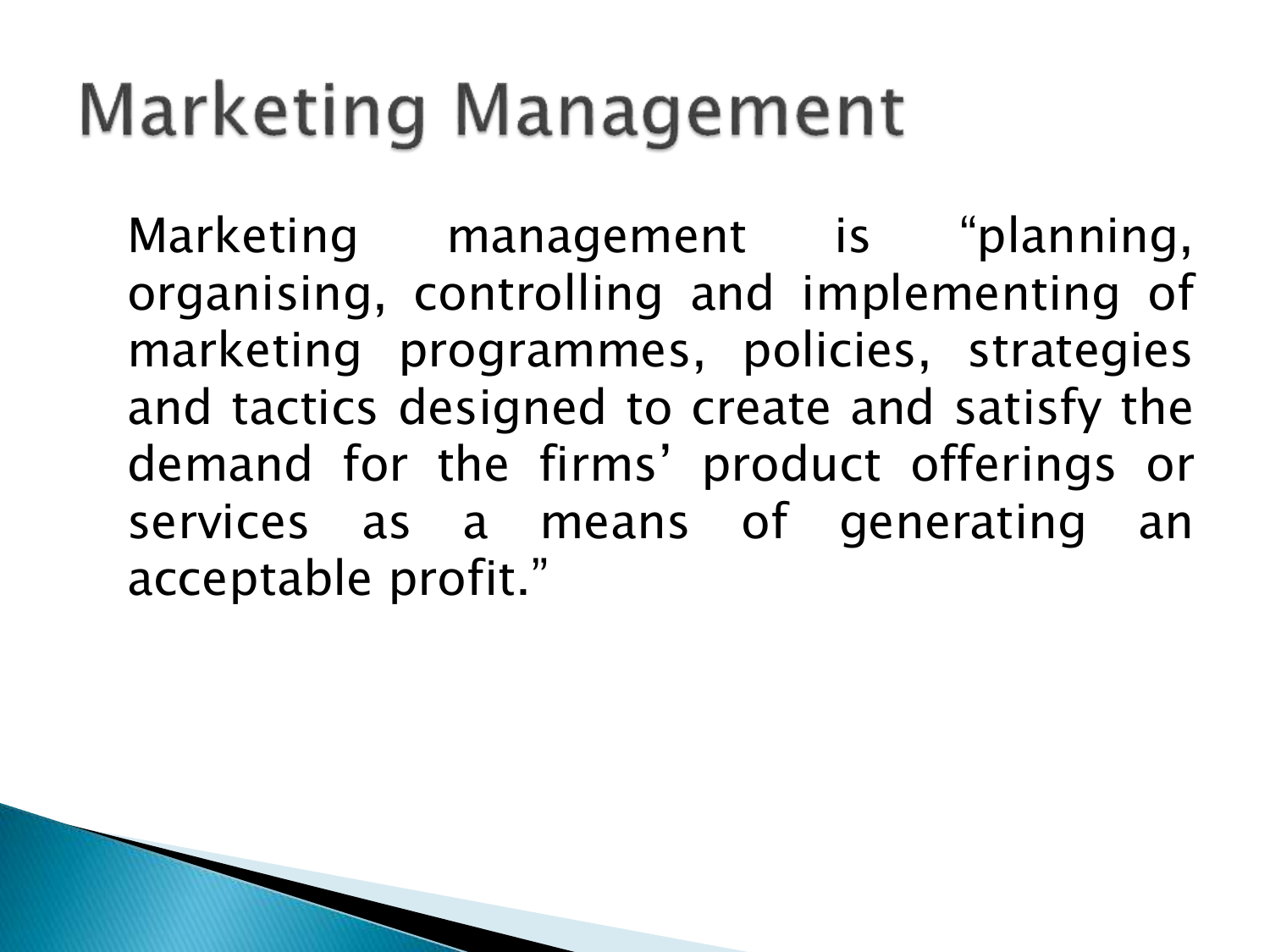# Marketing Management

Marketing management is "planning, organising, controlling and implementing of marketing programmes, policies, strategies and tactics designed to create and satisfy the demand for the firms' product offerings or services as a means of generating an acceptable profit."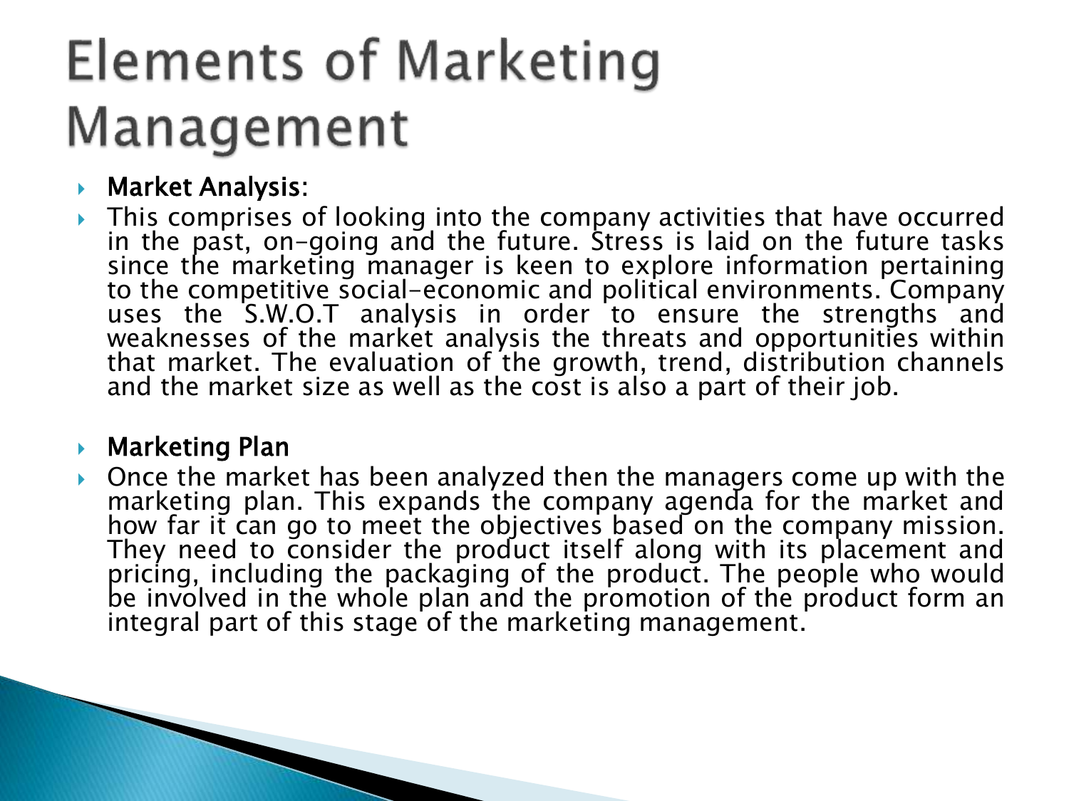# Elements of Marketing Management

- **Market Analysis:**
- This comprises of looking into the company activities that have occurred in the past, on-going and the future. Stress is laid on the future tasks since the marketing manager is keen to explore information pertaining to the competitive social-economic and political environments. Company uses the S.W.O.T analysis in order to ensure the strengths and weaknesses of the market analysis the threats and opportunities within that market. The evaluation of the growth, trend, distribution channels and the market size as well as the cost is also a part of their job.

- **Marketing Plan**
- Once the market has been analyzed then the managers come up with the marketing plan. This expands the company agenda for the market and how far it can go to meet the objectives based on the company mission. They need to consider the product itself along with its placement and pricing, including the packaging of the product. The people who would be involved in the whole plan and the promotion of the product form an integral part of this stage of the marketing management.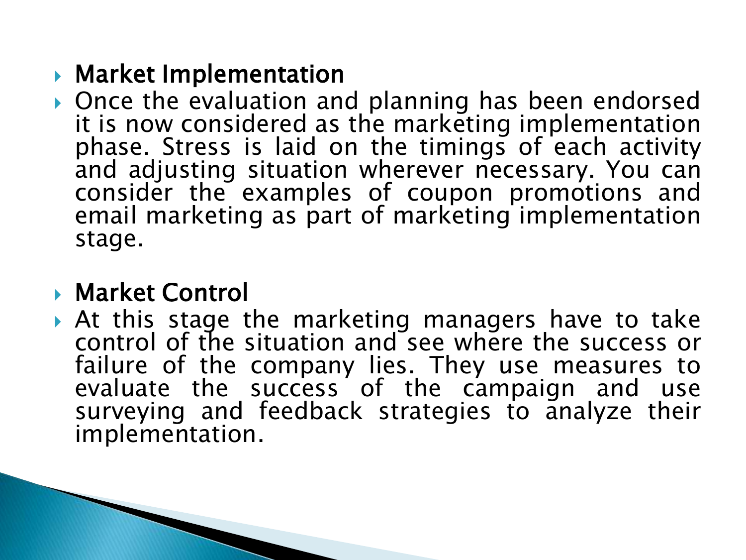- **Market Implementation**
- Once the evaluation and planning has been endorsed it is now considered as the marketing implementation phase. Stress is laid on the timings of each activity and adjusting situation wherever necessary. You can consider the examples of coupon promotions and email marketing as part of marketing implementation stage.

- **Market Control**
- At this stage the marketing managers have to take control of the situation and see where the success or failure of the company lies. They use measures to evaluate the success of the campaign and use surveying and feedback strategies to analyze their implementation.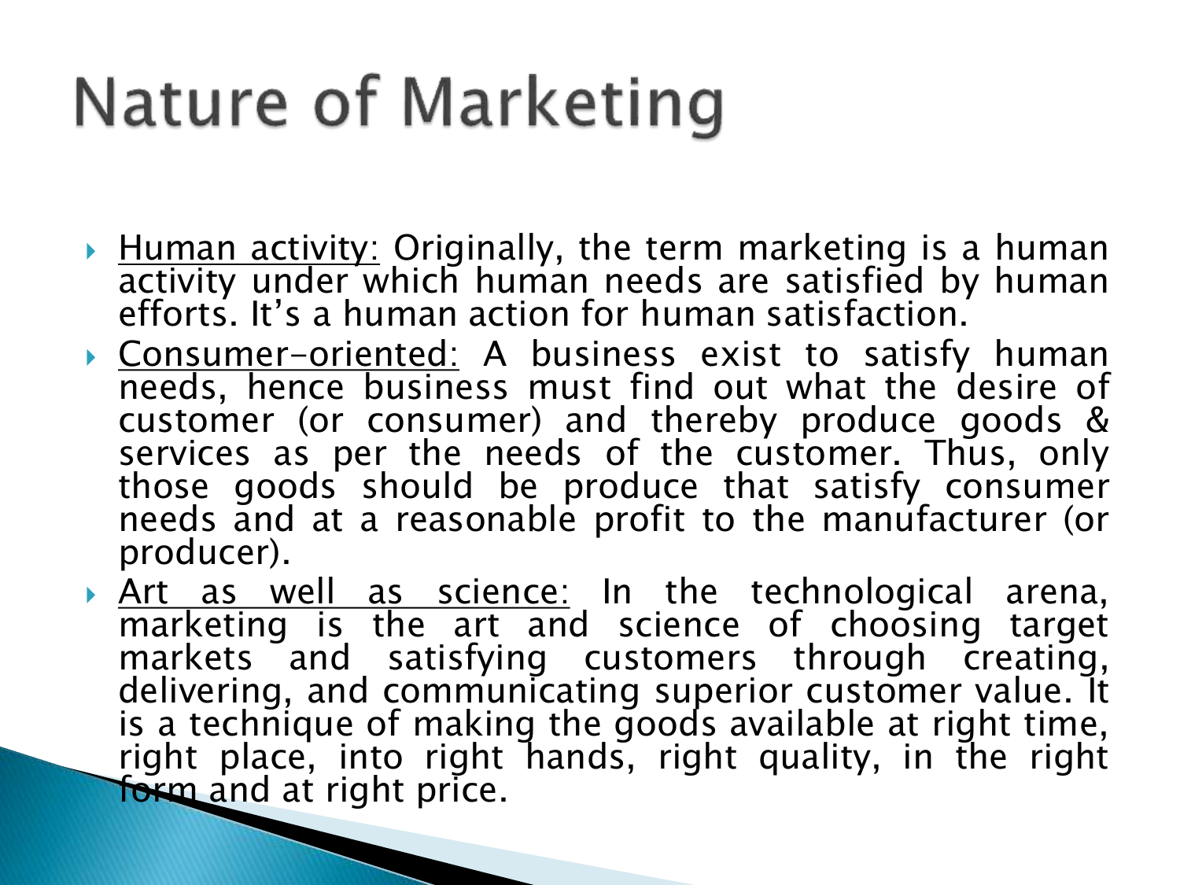# Nature of Marketing

- Human activity: Originally, the term marketing is a human activity under which human needs are satisfied by human efforts. It's a human action for human satisfaction.
- Consumer-oriented: A business exist to satisfy human needs, hence business must find out what the desire of customer (or consumer) and thereby produce goods & services as per the needs of the customer. Thus, only those goods should be produce that satisfy consumer needs and at a reasonable profit to the manufacturer (or producer).
- Art as well as science: In the technological arena, marketing is the art and science of choosing target markets and satisfying customers through creating, delivering, and communicating superior customer value. It is a technique of making the goods available at right time, right place, into right hands, right quality, in the right form and at right price.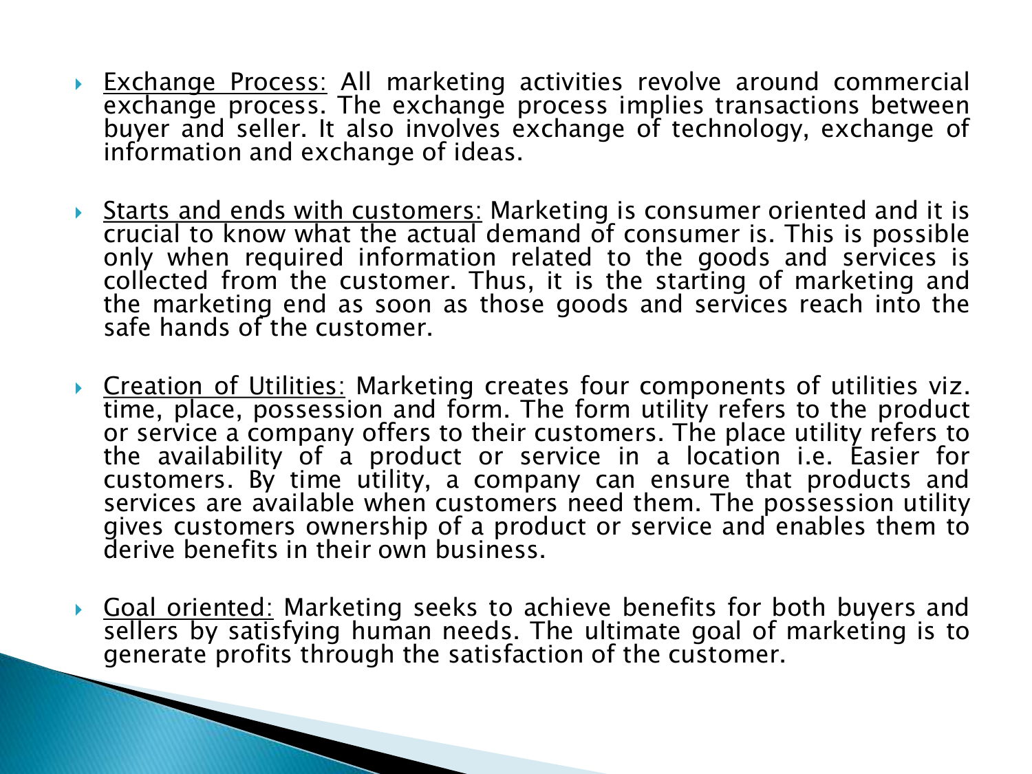- Exchange Process: All marketing activities revolve around commercial exchange process. The exchange process implies transactions between buyer and seller. It also involves exchange of technology, exchange of information and exchange of ideas.

- Starts and ends with customers: Marketing is consumer oriented and it is crucial to know what the actual demand of consumer is. This is possible only when required information related to the goods and services is collected from the customer. Thus, it is the starting of marketing and the marketing end as soon as those goods and services reach into the safe hands of the customer.

- Creation of Utilities: Marketing creates four components of utilities viz. time, place, possession and form. The form utility refers to the product or service a company offers to their customers. The place utility refers to the availability of a product or service in a location i.e. Easier for customers. By time utility, a company can ensure that products and services are available when customers need them. The possession utility gives customers ownership of a product or service and enables them to derive benefits in their own business.

- Goal oriented: Marketing seeks to achieve benefits for both buyers and sellers by satisfying human needs. The ultimate goal of marketing is to generate profits through the satisfaction of the customer.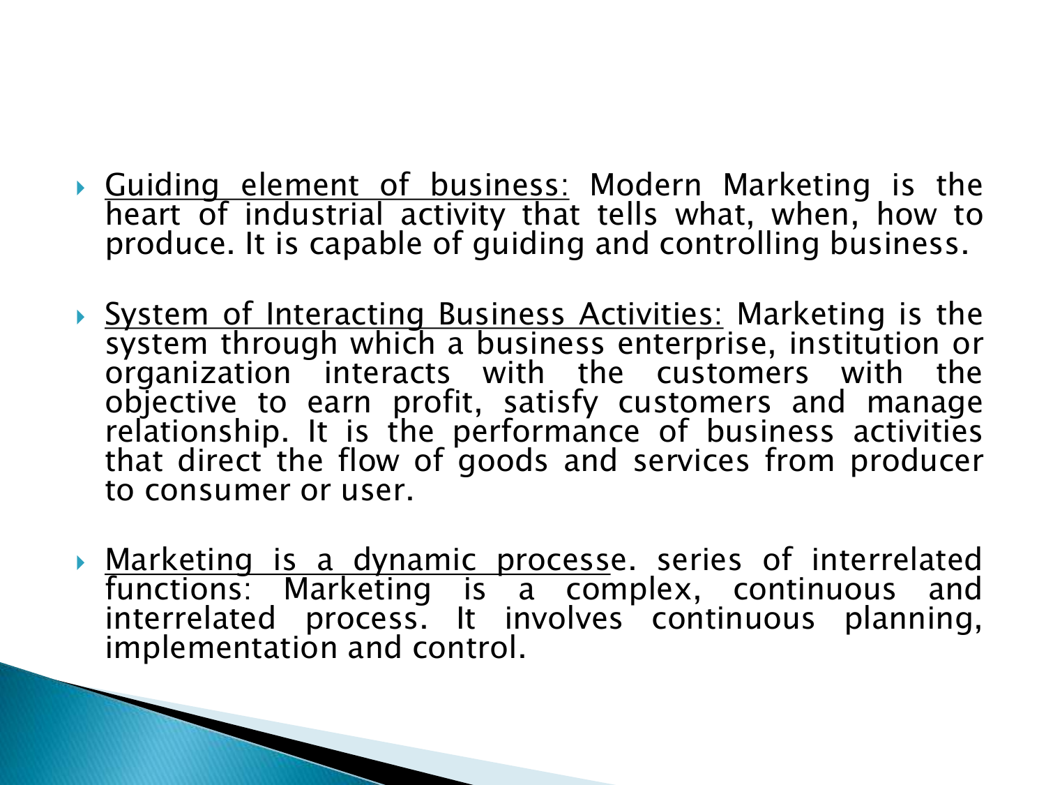- Guiding element of business: Modern Marketing is the heart of industrial activity that tells what, when, how to produce. It is capable of guiding and controlling business.

- System of Interacting Business Activities: Marketing is the system through which a business enterprise, institution or organization interacts with the customers with the objective to earn profit, satisfy customers and manage relationship. It is the performance of business activities that direct the flow of goods and services from producer to consumer or user.

- Marketing is a dynamic processe. series of interrelated functions: Marketing is a complex, continuous and interrelated process. It involves continuous planning, implementation and control.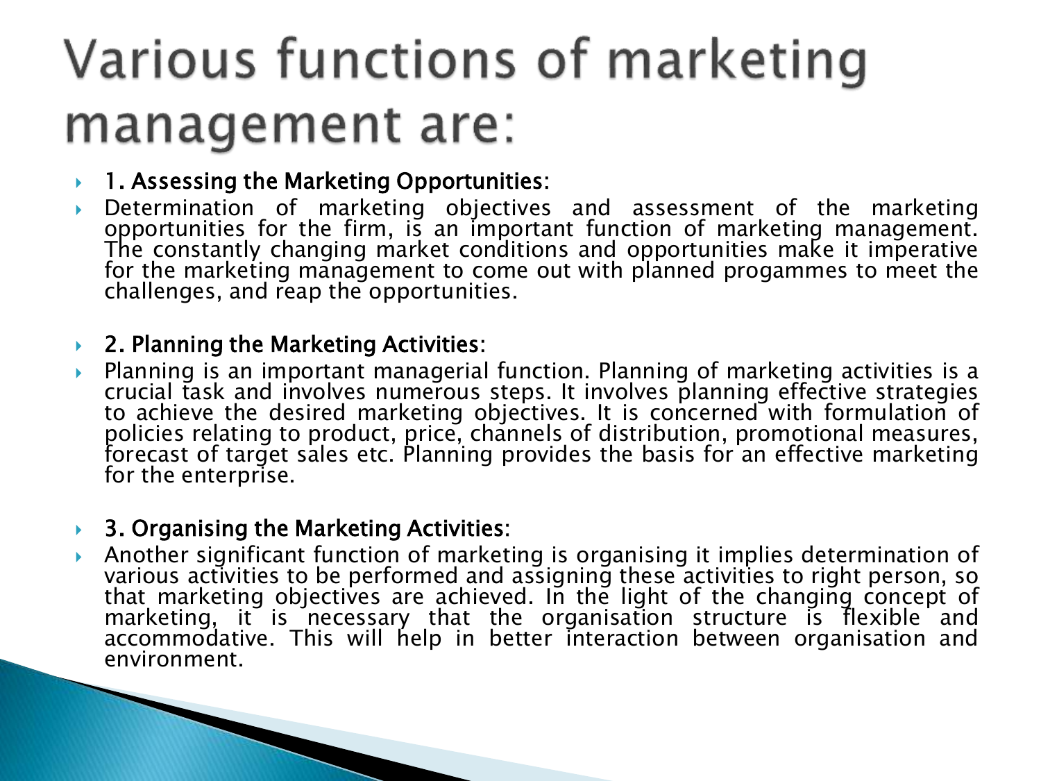# Various functions of marketing management are:

- **1. Assessing the Marketing Opportunities**:
- Determination of marketing objectives and assessment of the marketing opportunities for the firm, is an important function of marketing management. The constantly changing market conditions and opportunities make it imperative for the marketing management to come out with planned progammes to meet the challenges, and reap the opportunities.

- **2. Planning the Marketing Activities**:
- Planning is an important managerial function. Planning of marketing activities is a crucial task and involves numerous steps. It involves planning effective strategies to achieve the desired marketing objectives. It is concerned with formulation of policies relating to product, price, channels of distribution, promotional measures, forecast of target sales etc. Planning provides the basis for an effective marketing for the enterprise.

- **3. Organising the Marketing Activities**:
- Another significant function of marketing is organising it implies determination of various activities to be performed and assigning these activities to right person, so that marketing objectives are achieved. In the light of the changing concept of marketing, it is necessary that the organisation structure is flexible and accommodative. This will help in better interaction between organisation and environment.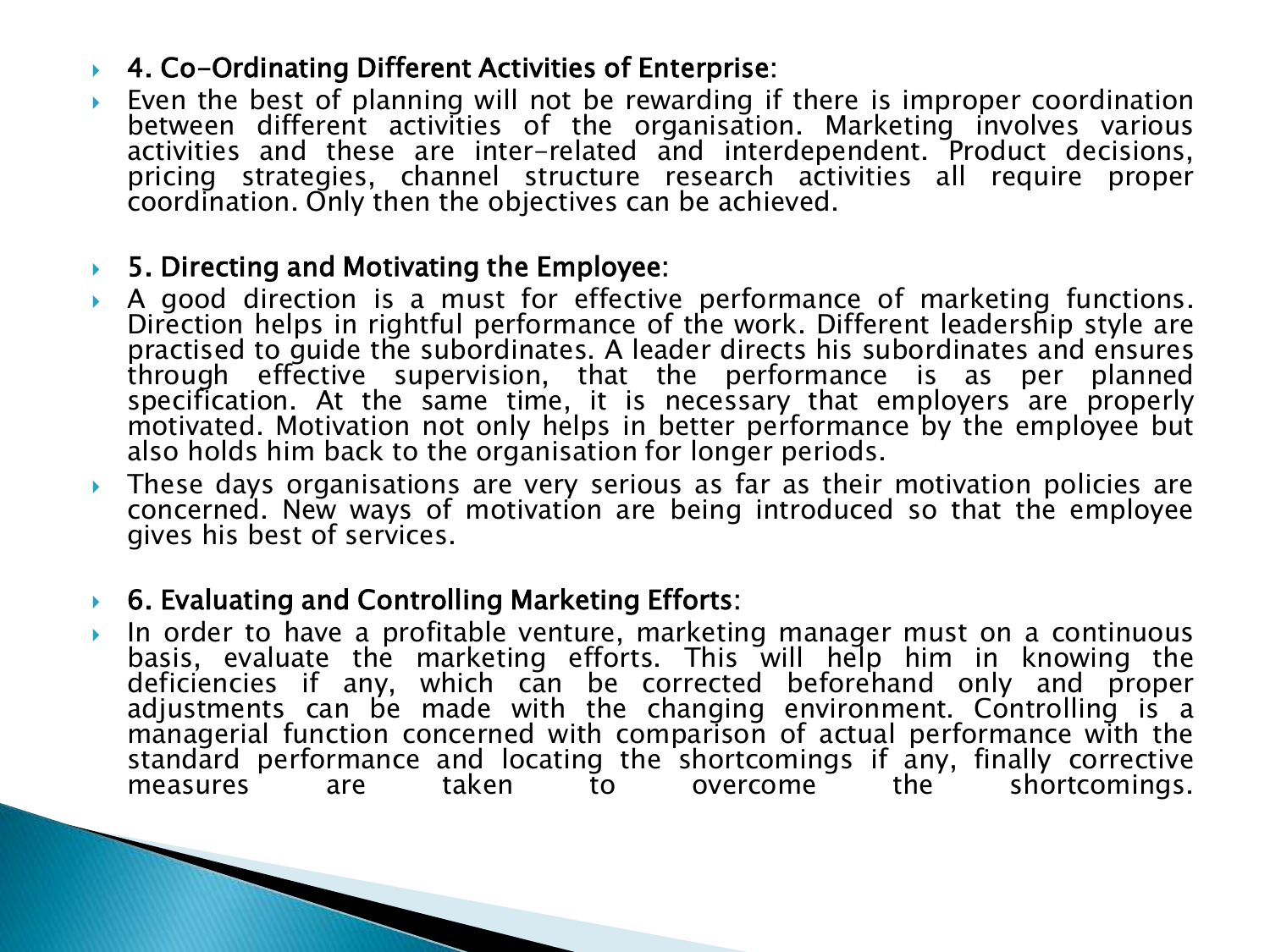- **4. Co-Ordinating Different Activities of Enterprise**:
- Even the best of planning will not be rewarding if there is improper coordination between different activities of the organisation. Marketing involves various activities and these are inter-related and interdependent. Product decisions, pricing strategies, channel structure research activities all require proper coordination. Only then the objectives can be achieved.

- **5. Directing and Motivating the Employee**:
- A good direction is a must for effective performance of marketing functions. Direction helps in rightful performance of the work. Different leadership style are practised to guide the subordinates. A leader directs his subordinates and ensures through effective supervision, that the performance is as per planned specification. At the same time, it is necessary that employers are properly motivated. Motivation not only helps in better performance by the employee but also holds him back to the organisation for longer periods.
- These days organisations are very serious as far as their motivation policies are concerned. New ways of motivation are being introduced so that the employee gives his best of services.

- **6. Evaluating and Controlling Marketing Efforts**:
- In order to have a profitable venture, marketing manager must on a continuous basis, evaluate the marketing efforts. This will help him in knowing the deficiencies if any, which can be corrected beforehand only and proper adjustments can be made with the changing environment. Controlling is a managerial function concerned with comparison of actual performance with the standard performance and locating the shortcomings if any, finally corrective measures are taken to overcome the shortcomings.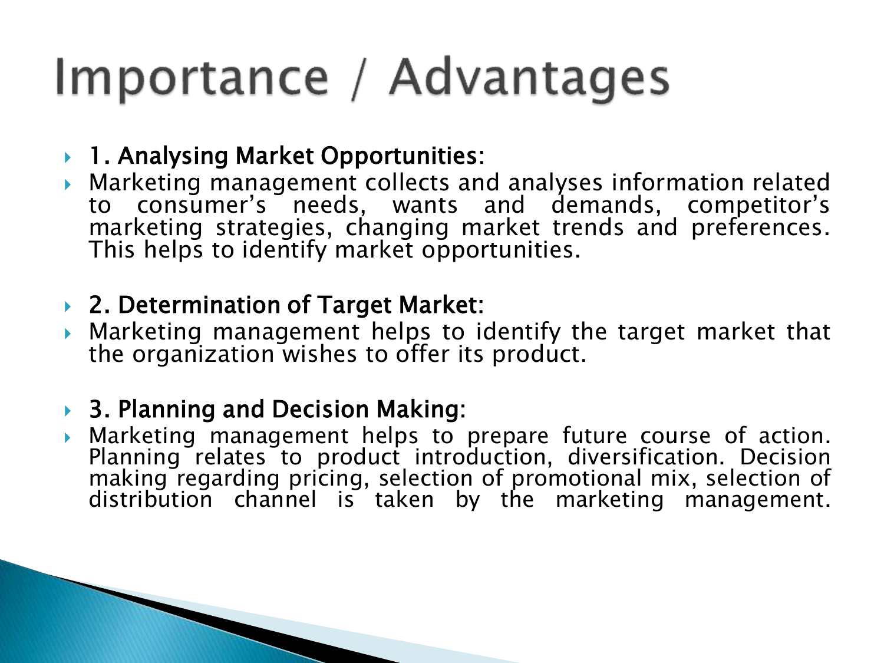# Importance / Advantages

- **1. Analysing Market Opportunities**:
- Marketing management collects and analyses information related to consumer's needs, wants and demands, competitor's marketing strategies, changing market trends and preferences. This helps to identify market opportunities.

- **2. Determination of Target Market**:
- Marketing management helps to identify the target market that the organization wishes to offer its product.

- **3. Planning and Decision Making**:
- Marketing management helps to prepare future course of action. Planning relates to product introduction, diversification. Decision making regarding pricing, selection of promotional mix, selection of distribution channel is taken by the marketing management.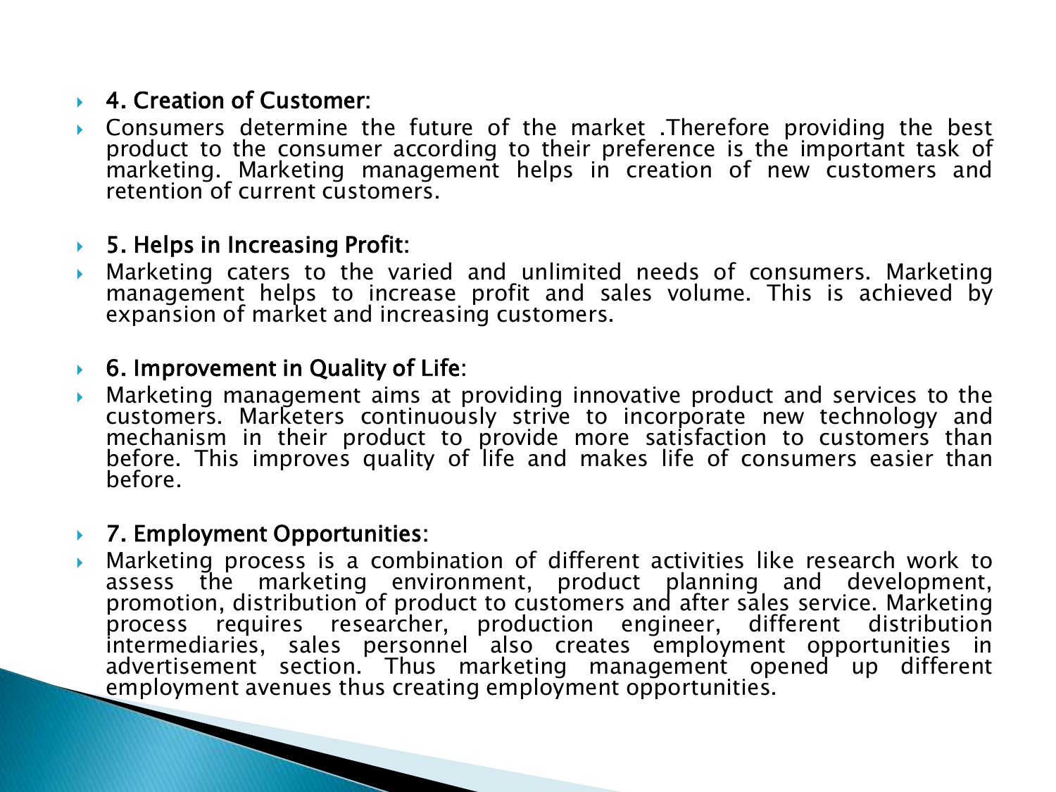- **4. Creation of Customer**:
- Consumers determine the future of the market .Therefore providing the best product to the consumer according to their preference is the important task of marketing. Marketing management helps in creation of new customers and retention of current customers.

- **5. Helps in Increasing Profit**:
- Marketing caters to the varied and unlimited needs of consumers. Marketing management helps to increase profit and sales volume. This is achieved by expansion of market and increasing customers.

- **6. Improvement in Quality of Life**:
- Marketing management aims at providing innovative product and services to the customers. Marketers continuously strive to incorporate new technology and mechanism in their product to provide more satisfaction to customers than before. This improves quality of life and makes life of consumers easier than before.

- **7. Employment Opportunities**:
- Marketing process is a combination of different activities like research work to assess the marketing environment, product planning and development, promotion, distribution of product to customers and after sales service. Marketing process requires researcher, production engineer, different distribution intermediaries, sales personnel also creates employment opportunities in advertisement section. Thus marketing management opened up different employment avenues thus creating employment opportunities.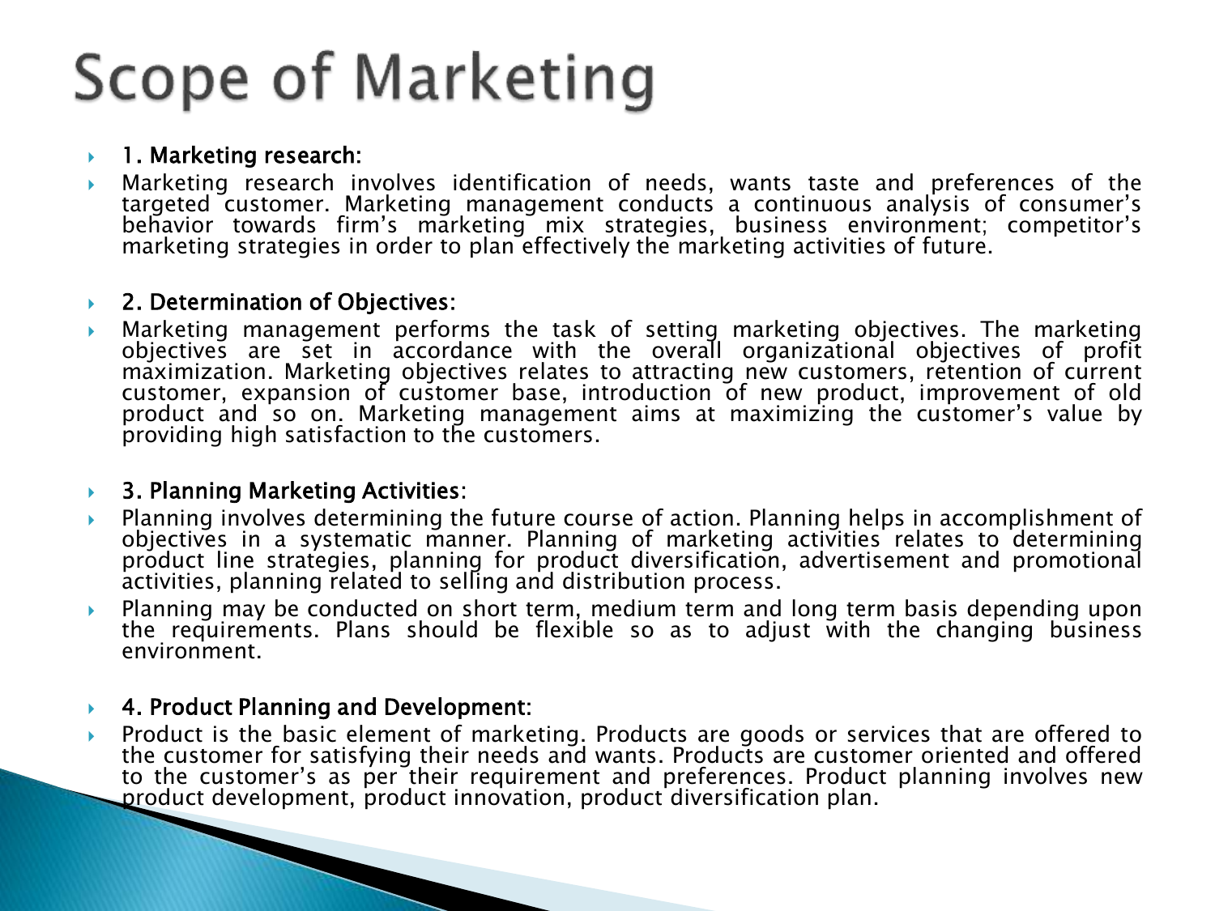# Scope of Marketing

- **1. Marketing research:**
- Marketing research involves identification of needs, wants taste and preferences of the targeted customer. Marketing management conducts a continuous analysis of consumer's behavior towards firm's marketing mix strategies, business environment; competitor's marketing strategies in order to plan effectively the marketing activities of future.

- **2. Determination of Objectives:**
- Marketing management performs the task of setting marketing objectives. The marketing objectives are set in accordance with the overall organizational objectives of profit maximization. Marketing objectives relates to attracting new customers, retention of current customer, expansion of customer base, introduction of new product, improvement of old product and so on. Marketing management aims at maximizing the customer's value by providing high satisfaction to the customers.

- **3. Planning Marketing Activities:**
- Planning involves determining the future course of action. Planning helps in accomplishment of objectives in a systematic manner. Planning of marketing activities relates to determining product line strategies, planning for product diversification, advertisement and promotional activities, planning related to selling and distribution process.
- Planning may be conducted on short term, medium term and long term basis depending upon the requirements. Plans should be flexible so as to adjust with the changing business environment.

- **4. Product Planning and Development:**
- Product is the basic element of marketing. Products are goods or services that are offered to the customer for satisfying their needs and wants. Products are customer oriented and offered to the customer's as per their requirement and preferences. Product planning involves new product development, product innovation, product diversification plan.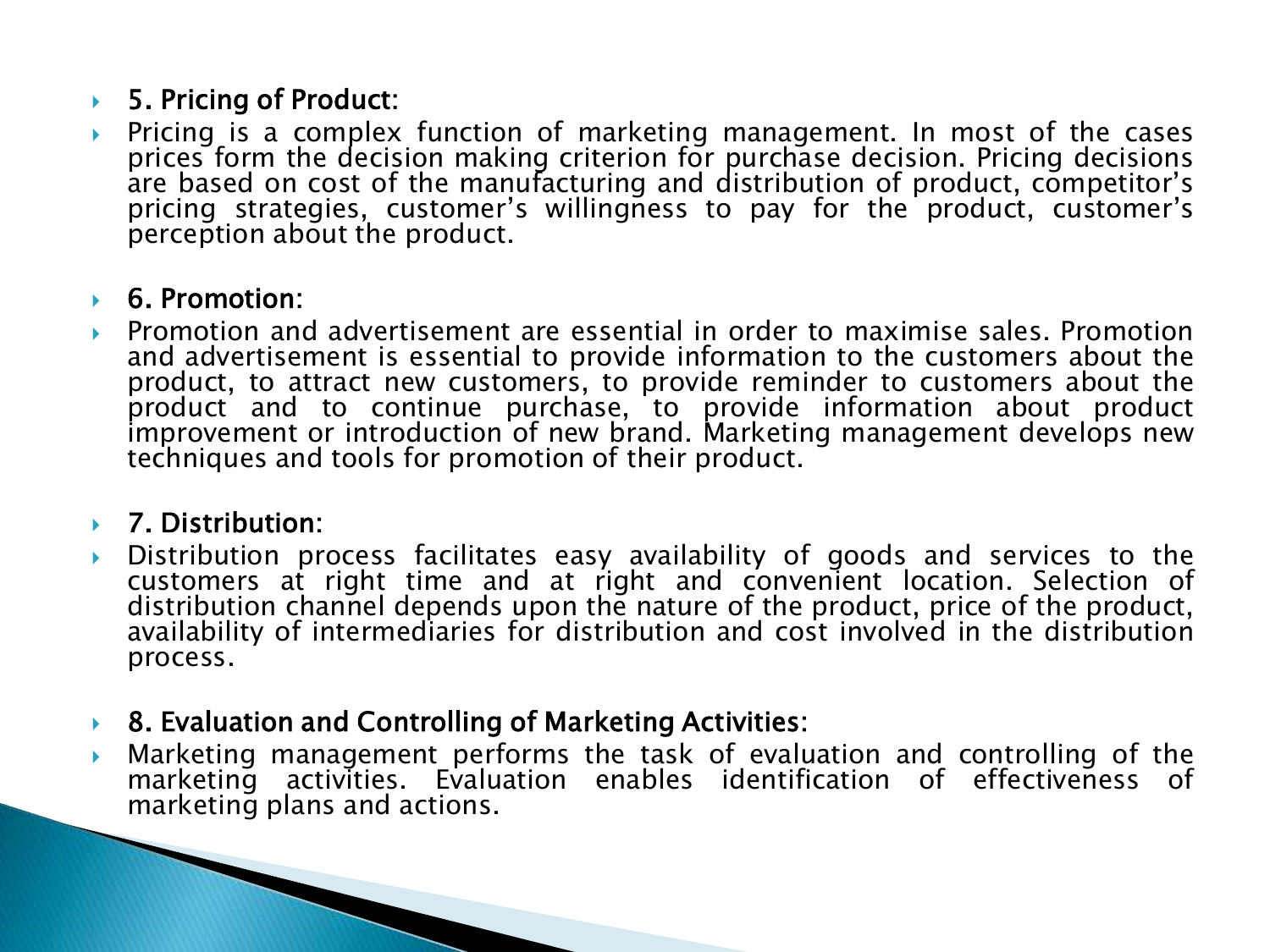- **5. Pricing of Product**:
- Pricing is a complex function of marketing management. In most of the cases prices form the decision making criterion for purchase decision. Pricing decisions are based on cost of the manufacturing and distribution of product, competitor's pricing strategies, customer's willingness to pay for the product, customer's perception about the product.

- **6. Promotion**:
- Promotion and advertisement are essential in order to maximise sales. Promotion and advertisement is essential to provide information to the customers about the product, to attract new customers, to provide reminder to customers about the product and to continue purchase, to provide information about product improvement or introduction of new brand. Marketing management develops new techniques and tools for promotion of their product.

- **7. Distribution**:
- Distribution process facilitates easy availability of goods and services to the customers at right time and at right and convenient location. Selection of distribution channel depends upon the nature of the product, price of the product, availability of intermediaries for distribution and cost involved in the distribution process.

- **8. Evaluation and Controlling of Marketing Activities**:
- Marketing management performs the task of evaluation and controlling of the marketing activities. Evaluation enables identification of effectiveness of marketing plans and actions.